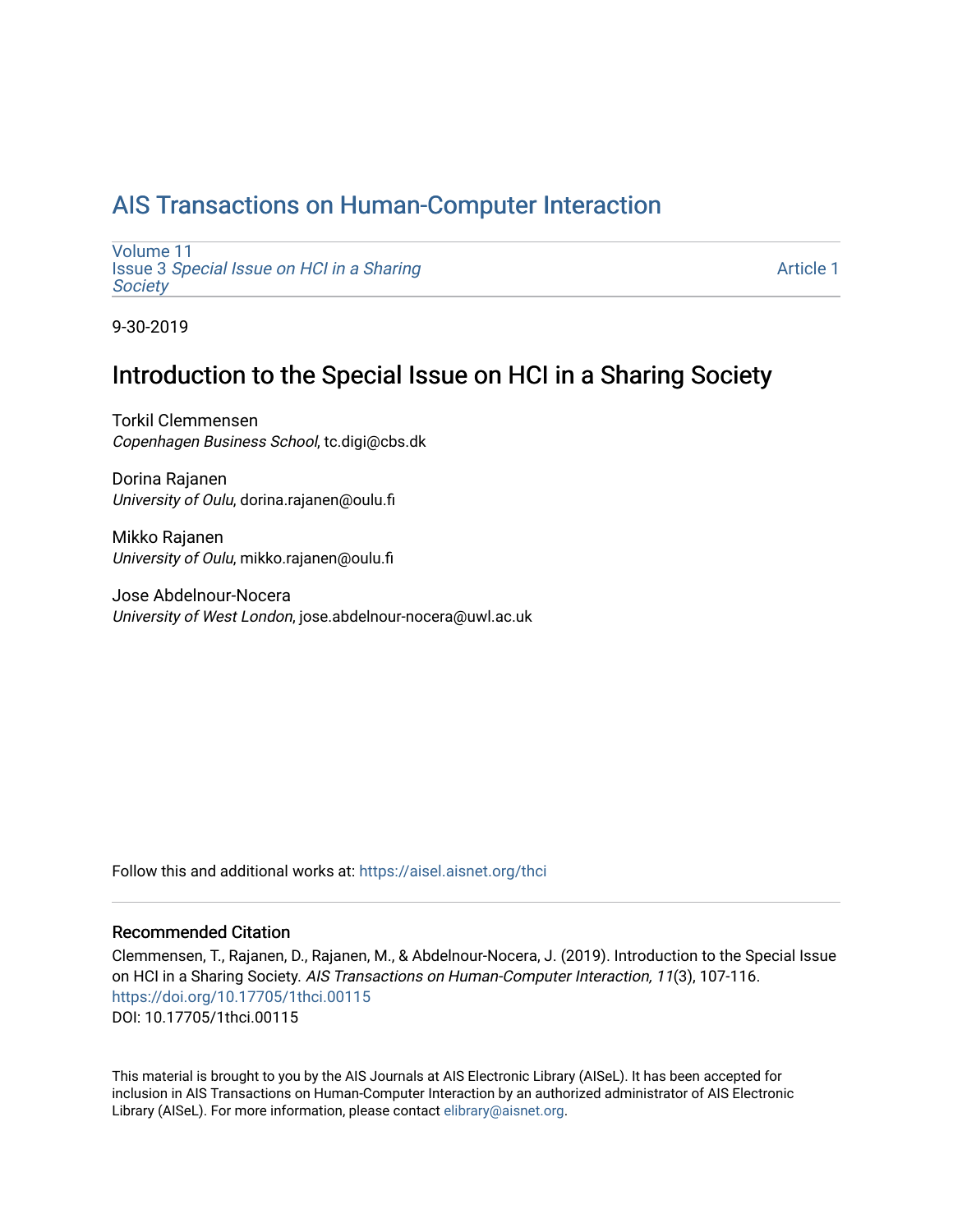# AIS Transactions on Human-Computer Interaction

Volume 11
Issue 3 *Special Issue on HCI in a Sharing Society*

Article 1

9-30-2019

## Introduction to the Special Issue on HCI in a Sharing Society

Torkil Clemmensen
*Copenhagen Business School*, tc.digi@cbs.dk

Dorina Rajanen
*University of Oulu*, dorina.rajanen@oulu.fi

Mikko Rajanen
*University of Oulu*, mikko.rajanen@oulu.fi

Jose Abdelnour-Nocera
*University of West London*, jose.abdelnour-nocera@uwl.ac.uk

Follow this and additional works at: https://aisel.aisnet.org/thci

### Recommended Citation

Clemmensen, T., Rajanen, D., Rajanen, M., & Abdelnour-Nocera, J. (2019). Introduction to the Special Issue on HCI in a Sharing Society. *AIS Transactions on Human-Computer Interaction, 11*(3), 107-116. https://doi.org/10.17705/1thci.00115
DOI: 10.17705/1thci.00115

This material is brought to you by the AIS Journals at AIS Electronic Library (AISeL). It has been accepted for inclusion in AIS Transactions on Human-Computer Interaction by an authorized administrator of AIS Electronic Library (AISeL). For more information, please contact elibrary@aisnet.org.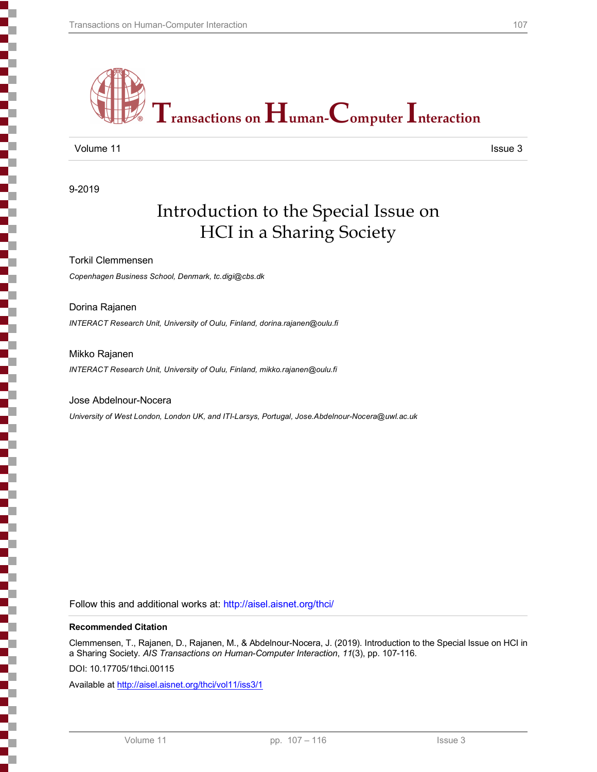# Transactions on Human-Computer Interaction

Volume 11 | Issue 3

9-2019

# Introduction to the Special Issue on HCI in a Sharing Society

Torkil Clemmensen

*Copenhagen Business School, Denmark, tc.digi@cbs.dk*

Dorina Rajanen

*INTERACT Research Unit, University of Oulu, Finland, dorina.rajanen@oulu.fi*

Mikko Rajanen

*INTERACT Research Unit, University of Oulu, Finland, mikko.rajanen@oulu.fi*

Jose Abdelnour-Nocera

*University of West London, London UK, and ITI-Larsys, Portugal, Jose.Abdelnour-Nocera@uwl.ac.uk*

Follow this and additional works at: http://aisel.aisnet.org/thci/

**Recommended Citation**

Clemmensen, T., Rajanen, D., Rajanen, M., & Abdelnour-Nocera, J. (2019). Introduction to the Special Issue on HCI in a Sharing Society. *AIS Transactions on Human-Computer Interaction*, *11*(3), pp. 107-116.

DOI: 10.17705/1thci.00115

Available at http://aisel.aisnet.org/thci/vol11/iss3/1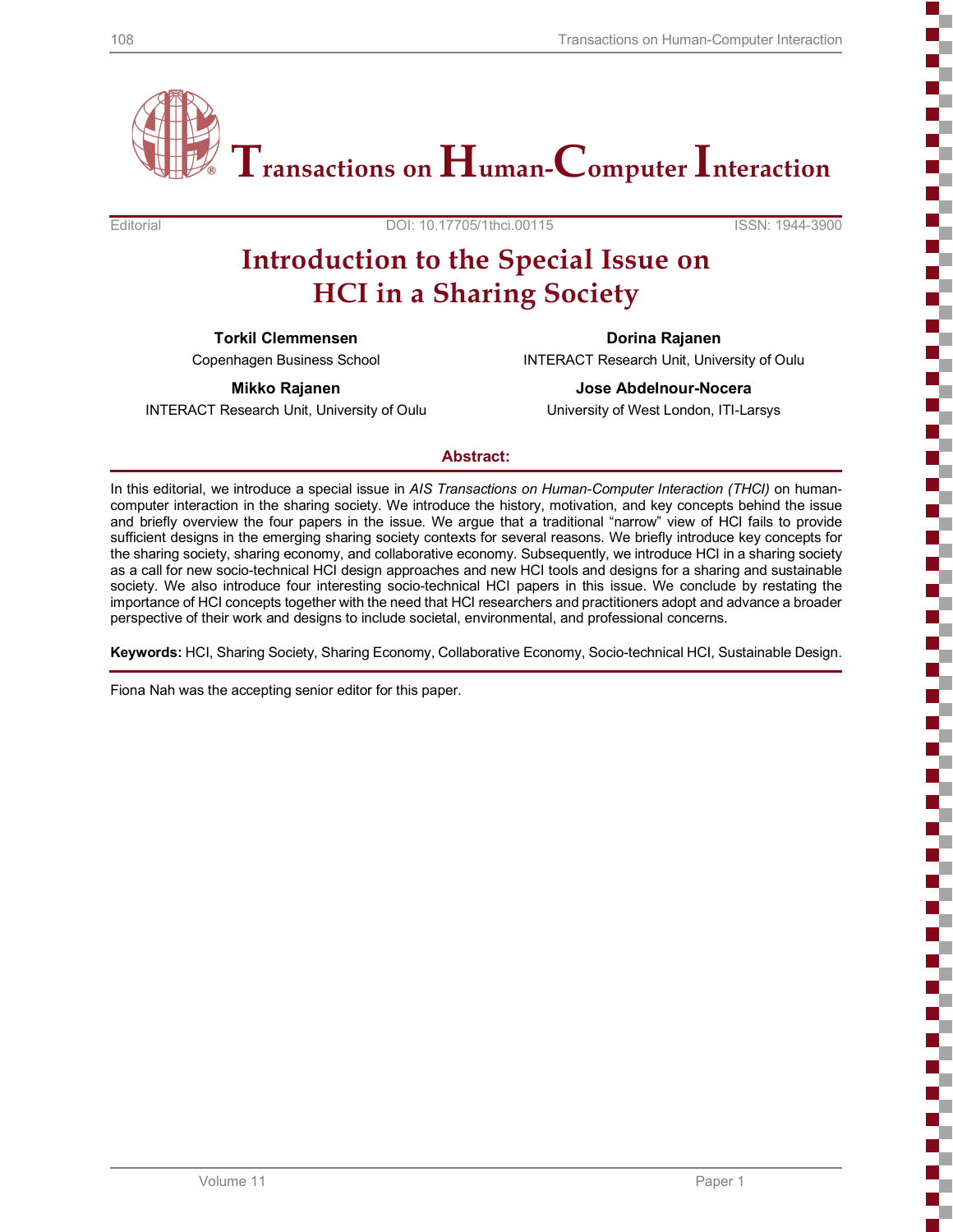Editorial | DOI: 10.17705/1thci.00115 | ISSN: 1944-3900

# Introduction to the Special Issue on HCI in a Sharing Society

**Torkil Clemmensen**
Copenhagen Business School

**Dorina Rajanen**
INTERACT Research Unit, University of Oulu

**Mikko Rajanen**
INTERACT Research Unit, University of Oulu

**Jose Abdelnour-Nocera**
University of West London, ITI-Larsys

## Abstract:

In this editorial, we introduce a special issue in *AIS Transactions on Human-Computer Interaction (THCI)* on human-computer interaction in the sharing society. We introduce the history, motivation, and key concepts behind the issue and briefly overview the four papers in the issue. We argue that a traditional "narrow" view of HCI fails to provide sufficient designs in the emerging sharing society contexts for several reasons. We briefly introduce key concepts for the sharing society, sharing economy, and collaborative economy. Subsequently, we introduce HCI in a sharing society as a call for new socio-technical HCI design approaches and new HCI tools and designs for a sharing and sustainable society. We also introduce four interesting socio-technical HCI papers in this issue. We conclude by restating the importance of HCI concepts together with the need that HCI researchers and practitioners adopt and advance a broader perspective of their work and designs to include societal, environmental, and professional concerns.

**Keywords:** HCI, Sharing Society, Sharing Economy, Collaborative Economy, Socio-technical HCI, Sustainable Design.

Fiona Nah was the accepting senior editor for this paper.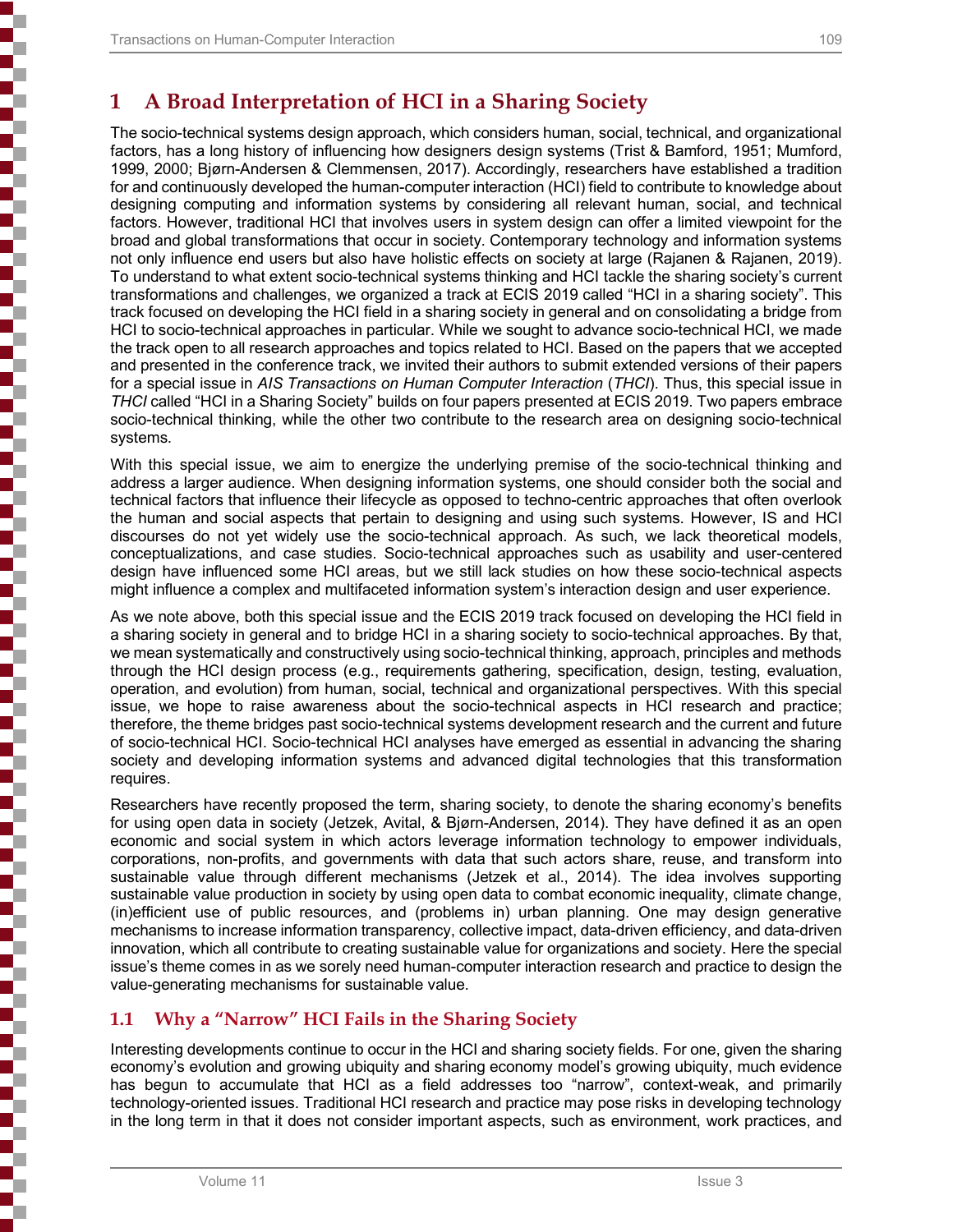# 1 A Broad Interpretation of HCI in a Sharing Society

The socio-technical systems design approach, which considers human, social, technical, and organizational factors, has a long history of influencing how designers design systems (Trist & Bamford, 1951; Mumford, 1999, 2000; Bjørn-Andersen & Clemmensen, 2017). Accordingly, researchers have established a tradition for and continuously developed the human-computer interaction (HCI) field to contribute to knowledge about designing computing and information systems by considering all relevant human, social, and technical factors. However, traditional HCI that involves users in system design can offer a limited viewpoint for the broad and global transformations that occur in society. Contemporary technology and information systems not only influence end users but also have holistic effects on society at large (Rajanen & Rajanen, 2019). To understand to what extent socio-technical systems thinking and HCI tackle the sharing society's current transformations and challenges, we organized a track at ECIS 2019 called "HCI in a sharing society". This track focused on developing the HCI field in a sharing society in general and on consolidating a bridge from HCI to socio-technical approaches in particular. While we sought to advance socio-technical HCI, we made the track open to all research approaches and topics related to HCI. Based on the papers that we accepted and presented in the conference track, we invited their authors to submit extended versions of their papers for a special issue in *AIS Transactions on Human Computer Interaction* (*THCI*). Thus, this special issue in *THCI* called "HCI in a Sharing Society" builds on four papers presented at ECIS 2019. Two papers embrace socio-technical thinking, while the other two contribute to the research area on designing socio-technical systems.

With this special issue, we aim to energize the underlying premise of the socio-technical thinking and address a larger audience. When designing information systems, one should consider both the social and technical factors that influence their lifecycle as opposed to techno-centric approaches that often overlook the human and social aspects that pertain to designing and using such systems. However, IS and HCI discourses do not yet widely use the socio-technical approach. As such, we lack theoretical models, conceptualizations, and case studies. Socio-technical approaches such as usability and user-centered design have influenced some HCI areas, but we still lack studies on how these socio-technical aspects might influence a complex and multifaceted information system's interaction design and user experience.

As we note above, both this special issue and the ECIS 2019 track focused on developing the HCI field in a sharing society in general and to bridge HCI in a sharing society to socio-technical approaches. By that, we mean systematically and constructively using socio-technical thinking, approach, principles and methods through the HCI design process (e.g., requirements gathering, specification, design, testing, evaluation, operation, and evolution) from human, social, technical and organizational perspectives. With this special issue, we hope to raise awareness about the socio-technical aspects in HCI research and practice; therefore, the theme bridges past socio-technical systems development research and the current and future of socio-technical HCI. Socio-technical HCI analyses have emerged as essential in advancing the sharing society and developing information systems and advanced digital technologies that this transformation requires.

Researchers have recently proposed the term, sharing society, to denote the sharing economy's benefits for using open data in society (Jetzek, Avital, & Bjørn-Andersen, 2014). They have defined it as an open economic and social system in which actors leverage information technology to empower individuals, corporations, non-profits, and governments with data that such actors share, reuse, and transform into sustainable value through different mechanisms (Jetzek et al., 2014). The idea involves supporting sustainable value production in society by using open data to combat economic inequality, climate change, (in)efficient use of public resources, and (problems in) urban planning. One may design generative mechanisms to increase information transparency, collective impact, data-driven efficiency, and data-driven innovation, which all contribute to creating sustainable value for organizations and society. Here the special issue's theme comes in as we sorely need human-computer interaction research and practice to design the value-generating mechanisms for sustainable value.

## 1.1 Why a "Narrow" HCI Fails in the Sharing Society

Interesting developments continue to occur in the HCI and sharing society fields. For one, given the sharing economy's evolution and growing ubiquity and sharing economy model's growing ubiquity, much evidence has begun to accumulate that HCI as a field addresses too "narrow", context-weak, and primarily technology-oriented issues. Traditional HCI research and practice may pose risks in developing technology in the long term in that it does not consider important aspects, such as environment, work practices, and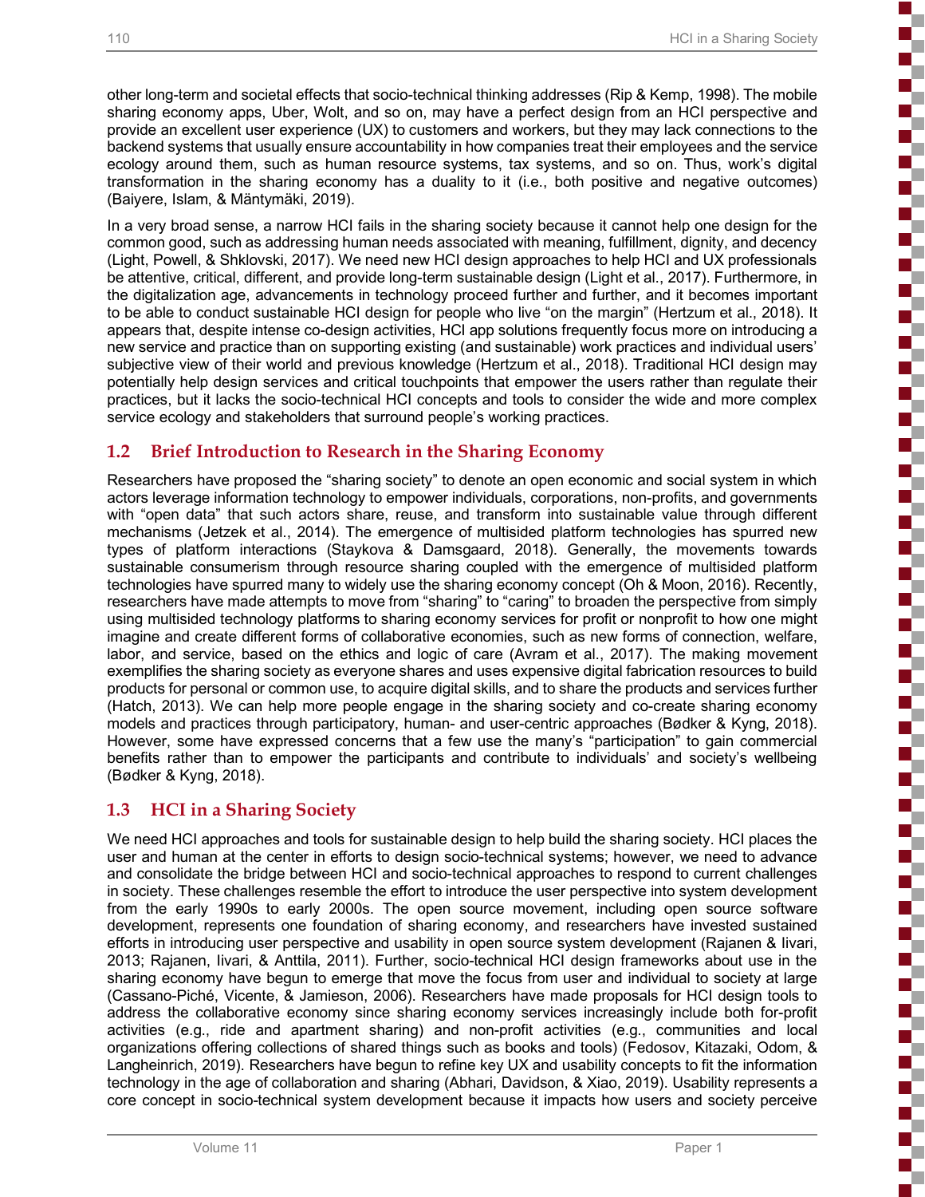other long-term and societal effects that socio-technical thinking addresses (Rip & Kemp, 1998). The mobile sharing economy apps, Uber, Wolt, and so on, may have a perfect design from an HCI perspective and provide an excellent user experience (UX) to customers and workers, but they may lack connections to the backend systems that usually ensure accountability in how companies treat their employees and the service ecology around them, such as human resource systems, tax systems, and so on. Thus, work's digital transformation in the sharing economy has a duality to it (i.e., both positive and negative outcomes) (Baiyere, Islam, & Mäntymäki, 2019).

In a very broad sense, a narrow HCI fails in the sharing society because it cannot help one design for the common good, such as addressing human needs associated with meaning, fulfillment, dignity, and decency (Light, Powell, & Shklovski, 2017). We need new HCI design approaches to help HCI and UX professionals be attentive, critical, different, and provide long-term sustainable design (Light et al., 2017). Furthermore, in the digitalization age, advancements in technology proceed further and further, and it becomes important to be able to conduct sustainable HCI design for people who live "on the margin" (Hertzum et al., 2018). It appears that, despite intense co-design activities, HCI app solutions frequently focus more on introducing a new service and practice than on supporting existing (and sustainable) work practices and individual users' subjective view of their world and previous knowledge (Hertzum et al., 2018). Traditional HCI design may potentially help design services and critical touchpoints that empower the users rather than regulate their practices, but it lacks the socio-technical HCI concepts and tools to consider the wide and more complex service ecology and stakeholders that surround people's working practices.

## 1.2 Brief Introduction to Research in the Sharing Economy

Researchers have proposed the "sharing society" to denote an open economic and social system in which actors leverage information technology to empower individuals, corporations, non-profits, and governments with "open data" that such actors share, reuse, and transform into sustainable value through different mechanisms (Jetzek et al., 2014). The emergence of multisided platform technologies has spurred new types of platform interactions (Staykova & Damsgaard, 2018). Generally, the movements towards sustainable consumerism through resource sharing coupled with the emergence of multisided platform technologies have spurred many to widely use the sharing economy concept (Oh & Moon, 2016). Recently, researchers have made attempts to move from "sharing" to "caring" to broaden the perspective from simply using multisided technology platforms to sharing economy services for profit or nonprofit to how one might imagine and create different forms of collaborative economies, such as new forms of connection, welfare, labor, and service, based on the ethics and logic of care (Avram et al., 2017). The making movement exemplifies the sharing society as everyone shares and uses expensive digital fabrication resources to build products for personal or common use, to acquire digital skills, and to share the products and services further (Hatch, 2013). We can help more people engage in the sharing society and co-create sharing economy models and practices through participatory, human- and user-centric approaches (Bødker & Kyng, 2018). However, some have expressed concerns that a few use the many's "participation" to gain commercial benefits rather than to empower the participants and contribute to individuals' and society's wellbeing (Bødker & Kyng, 2018).

## 1.3 HCI in a Sharing Society

We need HCI approaches and tools for sustainable design to help build the sharing society. HCI places the user and human at the center in efforts to design socio-technical systems; however, we need to advance and consolidate the bridge between HCI and socio-technical approaches to respond to current challenges in society. These challenges resemble the effort to introduce the user perspective into system development from the early 1990s to early 2000s. The open source movement, including open source software development, represents one foundation of sharing economy, and researchers have invested sustained efforts in introducing user perspective and usability in open source system development (Rajanen & Iivari, 2013; Rajanen, Iivari, & Anttila, 2011). Further, socio-technical HCI design frameworks about use in the sharing economy have begun to emerge that move the focus from user and individual to society at large (Cassano-Piché, Vicente, & Jamieson, 2006). Researchers have made proposals for HCI design tools to address the collaborative economy since sharing economy services increasingly include both for-profit activities (e.g., ride and apartment sharing) and non-profit activities (e.g., communities and local organizations offering collections of shared things such as books and tools) (Fedosov, Kitazaki, Odom, & Langheinrich, 2019). Researchers have begun to refine key UX and usability concepts to fit the information technology in the age of collaboration and sharing (Abhari, Davidson, & Xiao, 2019). Usability represents a core concept in socio-technical system development because it impacts how users and society perceive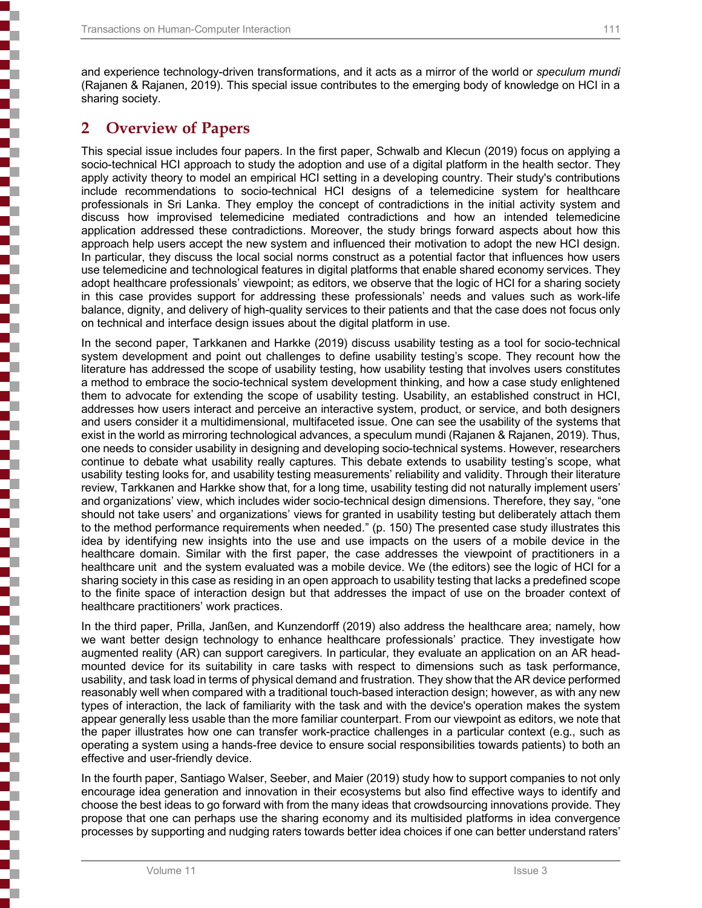and experience technology-driven transformations, and it acts as a mirror of the world or *speculum mundi* (Rajanen & Rajanen, 2019). This special issue contributes to the emerging body of knowledge on HCI in a sharing society.

## 2 Overview of Papers

This special issue includes four papers. In the first paper, Schwalb and Klecun (2019) focus on applying a socio-technical HCI approach to study the adoption and use of a digital platform in the health sector. They apply activity theory to model an empirical HCI setting in a developing country. Their study's contributions include recommendations to socio-technical HCI designs of a telemedicine system for healthcare professionals in Sri Lanka. They employ the concept of contradictions in the initial activity system and discuss how improvised telemedicine mediated contradictions and how an intended telemedicine application addressed these contradictions. Moreover, the study brings forward aspects about how this approach help users accept the new system and influenced their motivation to adopt the new HCI design. In particular, they discuss the local social norms construct as a potential factor that influences how users use telemedicine and technological features in digital platforms that enable shared economy services. They adopt healthcare professionals' viewpoint; as editors, we observe that the logic of HCI for a sharing society in this case provides support for addressing these professionals' needs and values such as work-life balance, dignity, and delivery of high-quality services to their patients and that the case does not focus only on technical and interface design issues about the digital platform in use.

In the second paper, Tarkkanen and Harkke (2019) discuss usability testing as a tool for socio-technical system development and point out challenges to define usability testing's scope. They recount how the literature has addressed the scope of usability testing, how usability testing that involves users constitutes a method to embrace the socio-technical system development thinking, and how a case study enlightened them to advocate for extending the scope of usability testing. Usability, an established construct in HCI, addresses how users interact and perceive an interactive system, product, or service, and both designers and users consider it a multidimensional, multifaceted issue. One can see the usability of the systems that exist in the world as mirroring technological advances, a speculum mundi (Rajanen & Rajanen, 2019). Thus, one needs to consider usability in designing and developing socio-technical systems. However, researchers continue to debate what usability really captures. This debate extends to usability testing's scope, what usability testing looks for, and usability testing measurements' reliability and validity. Through their literature review, Tarkkanen and Harkke show that, for a long time, usability testing did not naturally implement users' and organizations' view, which includes wider socio-technical design dimensions. Therefore, they say, "one should not take users' and organizations' views for granted in usability testing but deliberately attach them to the method performance requirements when needed." (p. 150) The presented case study illustrates this idea by identifying new insights into the use and use impacts on the users of a mobile device in the healthcare domain. Similar with the first paper, the case addresses the viewpoint of practitioners in a healthcare unit and the system evaluated was a mobile device. We (the editors) see the logic of HCI for a sharing society in this case as residing in an open approach to usability testing that lacks a predefined scope to the finite space of interaction design but that addresses the impact of use on the broader context of healthcare practitioners' work practices.

In the third paper, Prilla, Janßen, and Kunzendorff (2019) also address the healthcare area; namely, how we want better design technology to enhance healthcare professionals' practice. They investigate how augmented reality (AR) can support caregivers. In particular, they evaluate an application on an AR head-mounted device for its suitability in care tasks with respect to dimensions such as task performance, usability, and task load in terms of physical demand and frustration. They show that the AR device performed reasonably well when compared with a traditional touch-based interaction design; however, as with any new types of interaction, the lack of familiarity with the task and with the device's operation makes the system appear generally less usable than the more familiar counterpart. From our viewpoint as editors, we note that the paper illustrates how one can transfer work-practice challenges in a particular context (e.g., such as operating a system using a hands-free device to ensure social responsibilities towards patients) to both an effective and user-friendly device.

In the fourth paper, Santiago Walser, Seeber, and Maier (2019) study how to support companies to not only encourage idea generation and innovation in their ecosystems but also find effective ways to identify and choose the best ideas to go forward with from the many ideas that crowdsourcing innovations provide. They propose that one can perhaps use the sharing economy and its multisided platforms in idea convergence processes by supporting and nudging raters towards better idea choices if one can better understand raters'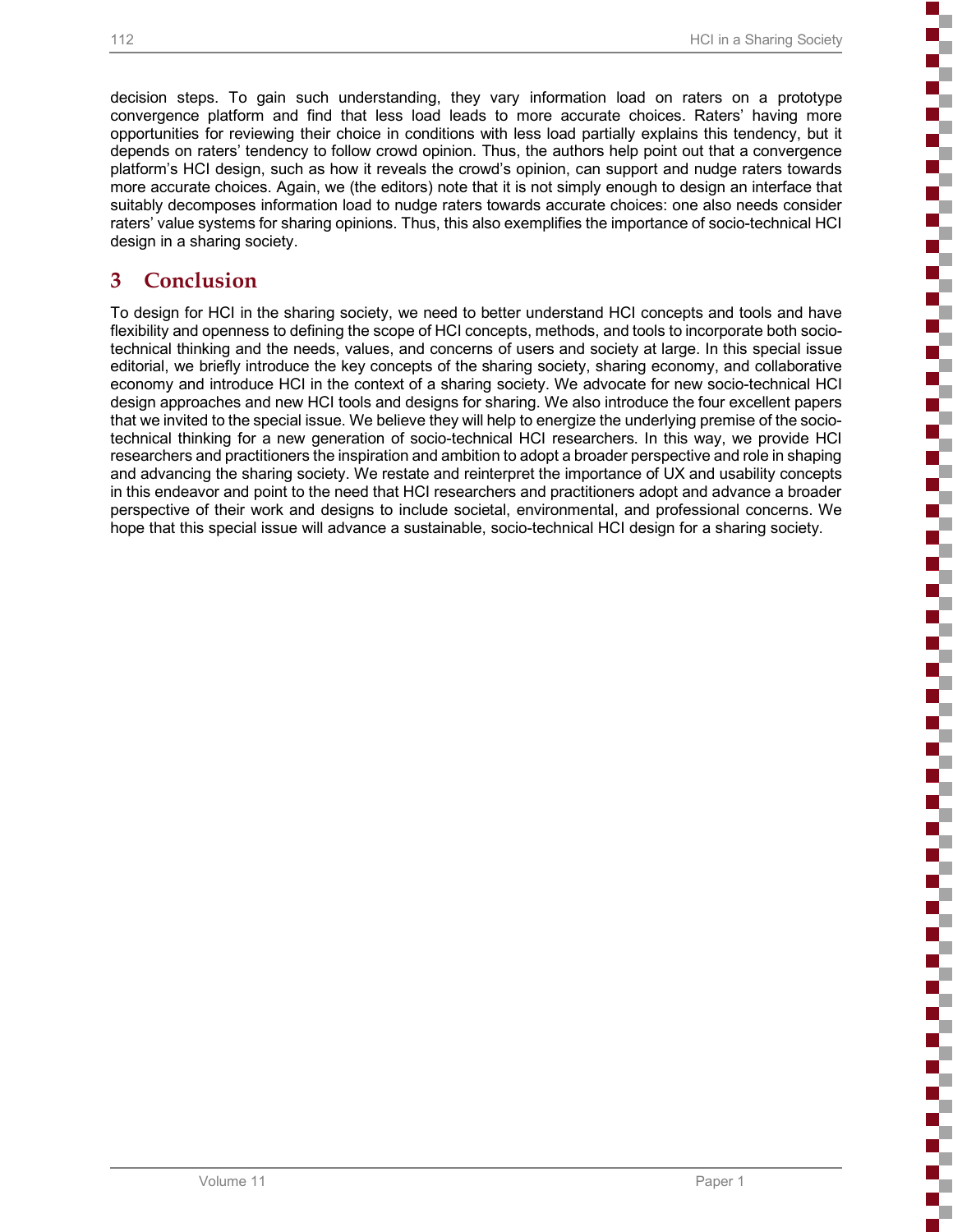decision steps. To gain such understanding, they vary information load on raters on a prototype convergence platform and find that less load leads to more accurate choices. Raters' having more opportunities for reviewing their choice in conditions with less load partially explains this tendency, but it depends on raters' tendency to follow crowd opinion. Thus, the authors help point out that a convergence platform's HCI design, such as how it reveals the crowd's opinion, can support and nudge raters towards more accurate choices. Again, we (the editors) note that it is not simply enough to design an interface that suitably decomposes information load to nudge raters towards accurate choices: one also needs consider raters' value systems for sharing opinions. Thus, this also exemplifies the importance of socio-technical HCI design in a sharing society.

# 3 Conclusion

To design for HCI in the sharing society, we need to better understand HCI concepts and tools and have flexibility and openness to defining the scope of HCI concepts, methods, and tools to incorporate both socio-technical thinking and the needs, values, and concerns of users and society at large. In this special issue editorial, we briefly introduce the key concepts of the sharing society, sharing economy, and collaborative economy and introduce HCI in the context of a sharing society. We advocate for new socio-technical HCI design approaches and new HCI tools and designs for sharing. We also introduce the four excellent papers that we invited to the special issue. We believe they will help to energize the underlying premise of the socio-technical thinking for a new generation of socio-technical HCI researchers. In this way, we provide HCI researchers and practitioners the inspiration and ambition to adopt a broader perspective and role in shaping and advancing the sharing society. We restate and reinterpret the importance of UX and usability concepts in this endeavor and point to the need that HCI researchers and practitioners adopt and advance a broader perspective of their work and designs to include societal, environmental, and professional concerns. We hope that this special issue will advance a sustainable, socio-technical HCI design for a sharing society.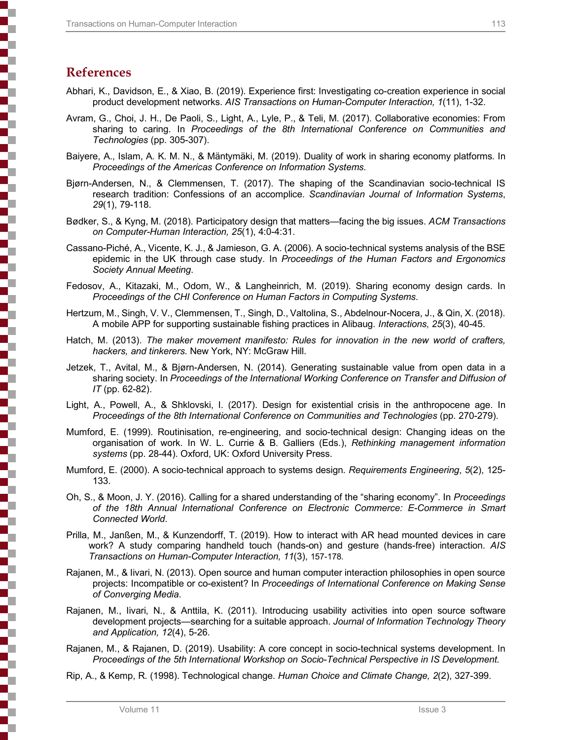# References

Abhari, K., Davidson, E., & Xiao, B. (2019). Experience first: Investigating co-creation experience in social product development networks. *AIS Transactions on Human-Computer Interaction, 1*(11), 1-32.

Avram, G., Choi, J. H., De Paoli, S., Light, A., Lyle, P., & Teli, M. (2017). Collaborative economies: From sharing to caring. In *Proceedings of the 8th International Conference on Communities and Technologies* (pp. 305-307).

Baiyere, A., Islam, A. K. M. N., & Mäntymäki, M. (2019). Duality of work in sharing economy platforms. In *Proceedings of the Americas Conference on Information Systems.*

Bjørn-Andersen, N., & Clemmensen, T. (2017). The shaping of the Scandinavian socio-technical IS research tradition: Confessions of an accomplice. *Scandinavian Journal of Information Systems*, *29*(1), 79-118.

Bødker, S., & Kyng, M. (2018). Participatory design that matters—facing the big issues. *ACM Transactions on Computer-Human Interaction, 25*(1), 4:0-4:31.

Cassano-Piché, A., Vicente, K. J., & Jamieson, G. A. (2006). A socio-technical systems analysis of the BSE epidemic in the UK through case study. In *Proceedings of the Human Factors and Ergonomics Society Annual Meeting*.

Fedosov, A., Kitazaki, M., Odom, W., & Langheinrich, M. (2019). Sharing economy design cards. In *Proceedings of the CHI Conference on Human Factors in Computing Systems*.

Hertzum, M., Singh, V. V., Clemmensen, T., Singh, D., Valtolina, S., Abdelnour-Nocera, J., & Qin, X. (2018). A mobile APP for supporting sustainable fishing practices in Alibaug. *Interactions, 25*(3), 40-45.

Hatch, M. (2013). *The maker movement manifesto: Rules for innovation in the new world of crafters, hackers, and tinkerers*. New York, NY: McGraw Hill.

Jetzek, T., Avital, M., & Bjørn-Andersen, N. (2014). Generating sustainable value from open data in a sharing society. In *Proceedings of the International Working Conference on Transfer and Diffusion of IT* (pp. 62-82).

Light, A., Powell, A., & Shklovski, I. (2017). Design for existential crisis in the anthropocene age. In *Proceedings of the 8th International Conference on Communities and Technologies* (pp. 270-279).

Mumford, E. (1999). Routinisation, re-engineering, and socio-technical design: Changing ideas on the organisation of work. In W. L. Currie & B. Galliers (Eds.), *Rethinking management information systems* (pp. 28-44). Oxford, UK: Oxford University Press.

Mumford, E. (2000). A socio-technical approach to systems design. *Requirements Engineering*, *5*(2), 125-133.

Oh, S., & Moon, J. Y. (2016). Calling for a shared understanding of the "sharing economy". In *Proceedings of the 18th Annual International Conference on Electronic Commerce: E-Commerce in Smart Connected World*.

Prilla, M., Janßen, M., & Kunzendorff, T. (2019). How to interact with AR head mounted devices in care work? A study comparing handheld touch (hands-on) and gesture (hands-free) interaction. *AIS Transactions on Human-Computer Interaction, 11*(3), 157-178.

Rajanen, M., & Iivari, N. (2013). Open source and human computer interaction philosophies in open source projects: Incompatible or co-existent? In *Proceedings of International Conference on Making Sense of Converging Media*.

Rajanen, M., Iivari, N., & Anttila, K. (2011). Introducing usability activities into open source software development projects—searching for a suitable approach. *Journal of Information Technology Theory and Application, 12*(4), 5-26.

Rajanen, M., & Rajanen, D. (2019). Usability: A core concept in socio-technical systems development. In *Proceedings of the 5th International Workshop on Socio-Technical Perspective in IS Development.*

Rip, A., & Kemp, R. (1998). Technological change. *Human Choice and Climate Change, 2*(2), 327-399.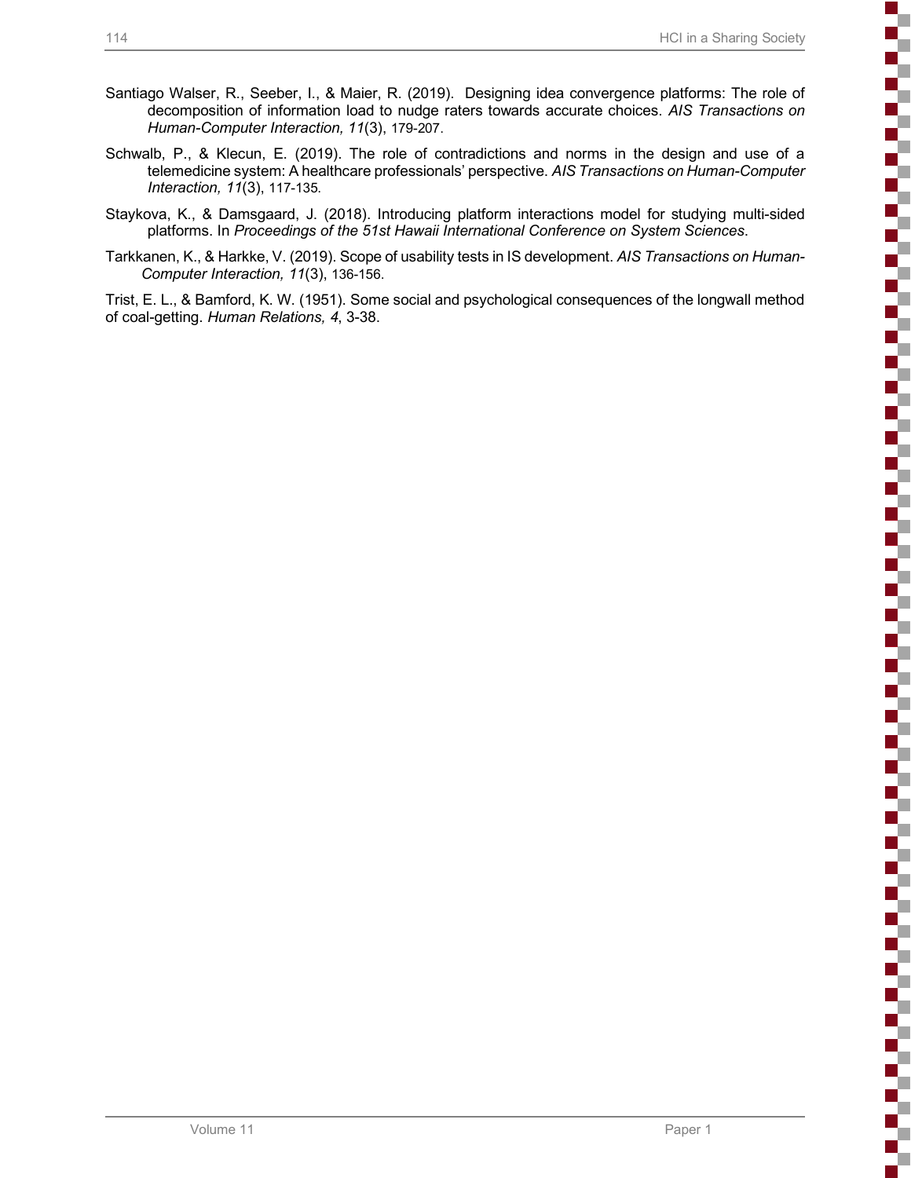Santiago Walser, R., Seeber, I., & Maier, R. (2019). Designing idea convergence platforms: The role of decomposition of information load to nudge raters towards accurate choices. *AIS Transactions on Human-Computer Interaction, 11*(3), 179-207.

Schwalb, P., & Klecun, E. (2019). The role of contradictions and norms in the design and use of a telemedicine system: A healthcare professionals' perspective. *AIS Transactions on Human-Computer Interaction, 11*(3), 117-135.

Staykova, K., & Damsgaard, J. (2018). Introducing platform interactions model for studying multi-sided platforms. In *Proceedings of the 51st Hawaii International Conference on System Sciences*.

Tarkkanen, K., & Harkke, V. (2019). Scope of usability tests in IS development. *AIS Transactions on Human-Computer Interaction, 11*(3), 136-156.

Trist, E. L., & Bamford, K. W. (1951). Some social and psychological consequences of the longwall method of coal-getting. *Human Relations, 4*, 3-38.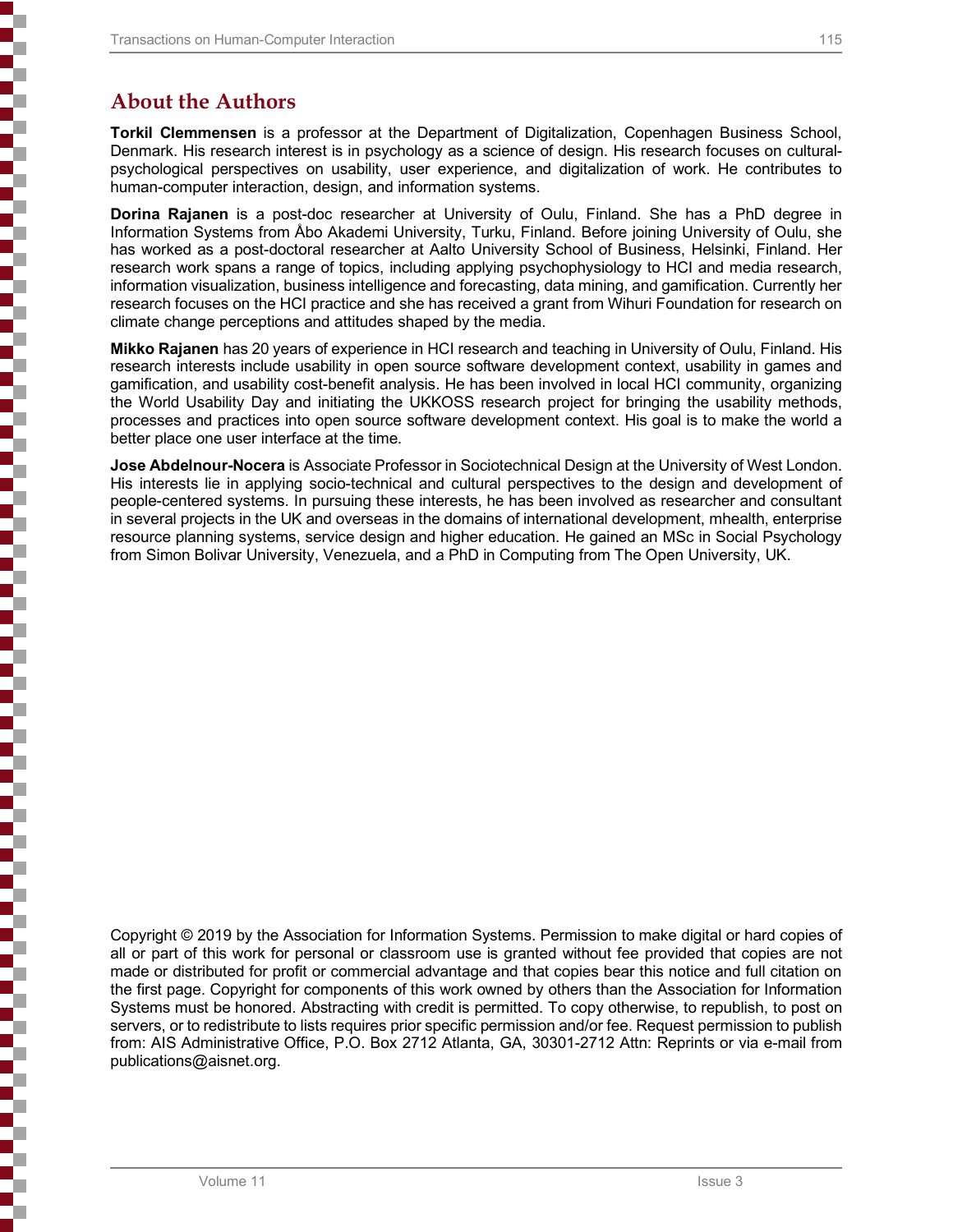## About the Authors

**Torkil Clemmensen** is a professor at the Department of Digitalization, Copenhagen Business School, Denmark. His research interest is in psychology as a science of design. His research focuses on cultural-psychological perspectives on usability, user experience, and digitalization of work. He contributes to human-computer interaction, design, and information systems.

**Dorina Rajanen** is a post-doc researcher at University of Oulu, Finland. She has a PhD degree in Information Systems from Åbo Akademi University, Turku, Finland. Before joining University of Oulu, she has worked as a post-doctoral researcher at Aalto University School of Business, Helsinki, Finland. Her research work spans a range of topics, including applying psychophysiology to HCI and media research, information visualization, business intelligence and forecasting, data mining, and gamification. Currently her research focuses on the HCI practice and she has received a grant from Wihuri Foundation for research on climate change perceptions and attitudes shaped by the media.

**Mikko Rajanen** has 20 years of experience in HCI research and teaching in University of Oulu, Finland. His research interests include usability in open source software development context, usability in games and gamification, and usability cost-benefit analysis. He has been involved in local HCI community, organizing the World Usability Day and initiating the UKKOSS research project for bringing the usability methods, processes and practices into open source software development context. His goal is to make the world a better place one user interface at the time.

**Jose Abdelnour-Nocera** is Associate Professor in Sociotechnical Design at the University of West London. His interests lie in applying socio-technical and cultural perspectives to the design and development of people-centered systems. In pursuing these interests, he has been involved as researcher and consultant in several projects in the UK and overseas in the domains of international development, mhealth, enterprise resource planning systems, service design and higher education. He gained an MSc in Social Psychology from Simon Bolivar University, Venezuela, and a PhD in Computing from The Open University, UK.

Copyright © 2019 by the Association for Information Systems. Permission to make digital or hard copies of all or part of this work for personal or classroom use is granted without fee provided that copies are not made or distributed for profit or commercial advantage and that copies bear this notice and full citation on the first page. Copyright for components of this work owned by others than the Association for Information Systems must be honored. Abstracting with credit is permitted. To copy otherwise, to republish, to post on servers, or to redistribute to lists requires prior specific permission and/or fee. Request permission to publish from: AIS Administrative Office, P.O. Box 2712 Atlanta, GA, 30301-2712 Attn: Reprints or via e-mail from publications@aisnet.org.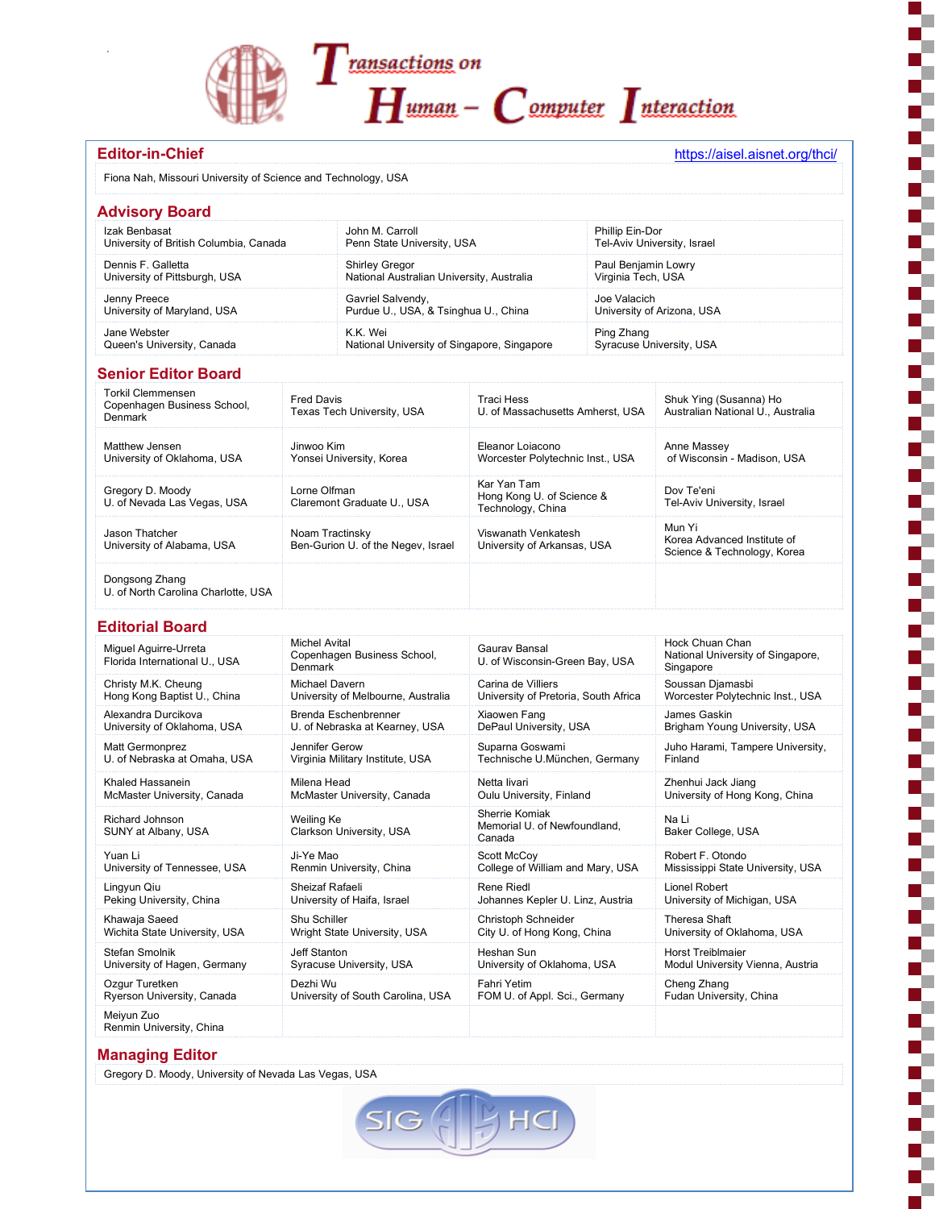# Transactions on Human – Computer Interaction

## Editor-in-Chief

https://aisel.aisnet.org/thci/

Fiona Nah, Missouri University of Science and Technology, USA

## Advisory Board

| | | |
|---|---|---|
| Izak Benbasat<br>University of British Columbia, Canada | John M. Carroll<br>Penn State University, USA | Phillip Ein-Dor<br>Tel-Aviv University, Israel |
| Dennis F. Galletta<br>University of Pittsburgh, USA | Shirley Gregor<br>National Australian University, Australia | Paul Benjamin Lowry<br>Virginia Tech, USA |
| Jenny Preece<br>University of Maryland, USA | Gavriel Salvendy,<br>Purdue U., USA, & Tsinghua U., China | Joe Valacich<br>University of Arizona, USA |
| Jane Webster<br>Queen's University, Canada | K.K. Wei<br>National University of Singapore, Singapore | Ping Zhang<br>Syracuse University, USA |

## Senior Editor Board

| | | | |
|---|---|---|---|
| Torkil Clemmensen<br>Copenhagen Business School, Denmark | Fred Davis<br>Texas Tech University, USA | Traci Hess<br>U. of Massachusetts Amherst, USA | Shuk Ying (Susanna) Ho<br>Australian National U., Australia |
| Matthew Jensen<br>University of Oklahoma, USA | Jinwoo Kim<br>Yonsei University, Korea | Eleanor Loiacono<br>Worcester Polytechnic Inst., USA | Anne Massey<br>of Wisconsin - Madison, USA |
| Gregory D. Moody<br>U. of Nevada Las Vegas, USA | Lorne Olfman<br>Claremont Graduate U., USA | Kar Yan Tam<br>Hong Kong U. of Science & Technology, China | Dov Te'eni<br>Tel-Aviv University, Israel |
| Jason Thatcher<br>University of Alabama, USA | Noam Tractinsky<br>Ben-Gurion U. of the Negev, Israel | Viswanath Venkatesh<br>University of Arkansas, USA | Mun Yi<br>Korea Advanced Institute of Science & Technology, Korea |
| Dongsong Zhang<br>U. of North Carolina Charlotte, USA | | | |

## Editorial Board

| | | | |
|---|---|---|---|
| Miguel Aguirre-Urreta<br>Florida International U., USA | Michel Avital<br>Copenhagen Business School, Denmark | Gaurav Bansal<br>U. of Wisconsin-Green Bay, USA | Hock Chuan Chan<br>National University of Singapore, Singapore |
| Christy M.K. Cheung<br>Hong Kong Baptist U., China | Michael Davern<br>University of Melbourne, Australia | Carina de Villiers<br>University of Pretoria, South Africa | Soussan Djamasbi<br>Worcester Polytechnic Inst., USA |
| Alexandra Durcikova<br>University of Oklahoma, USA | Brenda Eschenbrenner<br>U. of Nebraska at Kearney, USA | Xiaowen Fang<br>DePaul University, USA | James Gaskin<br>Brigham Young University, USA |
| Matt Germonprez<br>U. of Nebraska at Omaha, USA | Jennifer Gerow<br>Virginia Military Institute, USA | Suparna Goswami<br>Technische U.München, Germany | Juho Harami, Tampere University, Finland |
| Khaled Hassanein<br>McMaster University, Canada | Milena Head<br>McMaster University, Canada | Netta Iivari<br>Oulu University, Finland | Zhenhui Jack Jiang<br>University of Hong Kong, China |
| Richard Johnson<br>SUNY at Albany, USA | Weiling Ke<br>Clarkson University, USA | Sherrie Komiak<br>Memorial U. of Newfoundland, Canada | Na Li<br>Baker College, USA |
| Yuan Li<br>University of Tennessee, USA | Ji-Ye Mao<br>Renmin University, China | Scott McCoy<br>College of William and Mary, USA | Robert F. Otondo<br>Mississippi State University, USA |
| Lingyun Qiu<br>Peking University, China | Sheizaf Rafaeli<br>University of Haifa, Israel | Rene Riedl<br>Johannes Kepler U. Linz, Austria | Lionel Robert<br>University of Michigan, USA |
| Khawaja Saeed<br>Wichita State University, USA | Shu Schiller<br>Wright State University, USA | Christoph Schneider<br>City U. of Hong Kong, China | Theresa Shaft<br>University of Oklahoma, USA |
| Stefan Smolnik<br>University of Hagen, Germany | Jeff Stanton<br>Syracuse University, USA | Heshan Sun<br>University of Oklahoma, USA | Horst Treiblmaier<br>Modul University Vienna, Austria |
| Ozgur Turetken<br>Ryerson University, Canada | Dezhi Wu<br>University of South Carolina, USA | Fahri Yetim<br>FOM U. of Appl. Sci., Germany | Cheng Zhang<br>Fudan University, China |
| Meiyun Zuo<br>Renmin University, China | | | |

## Managing Editor

Gregory D. Moody, University of Nevada Las Vegas, USA